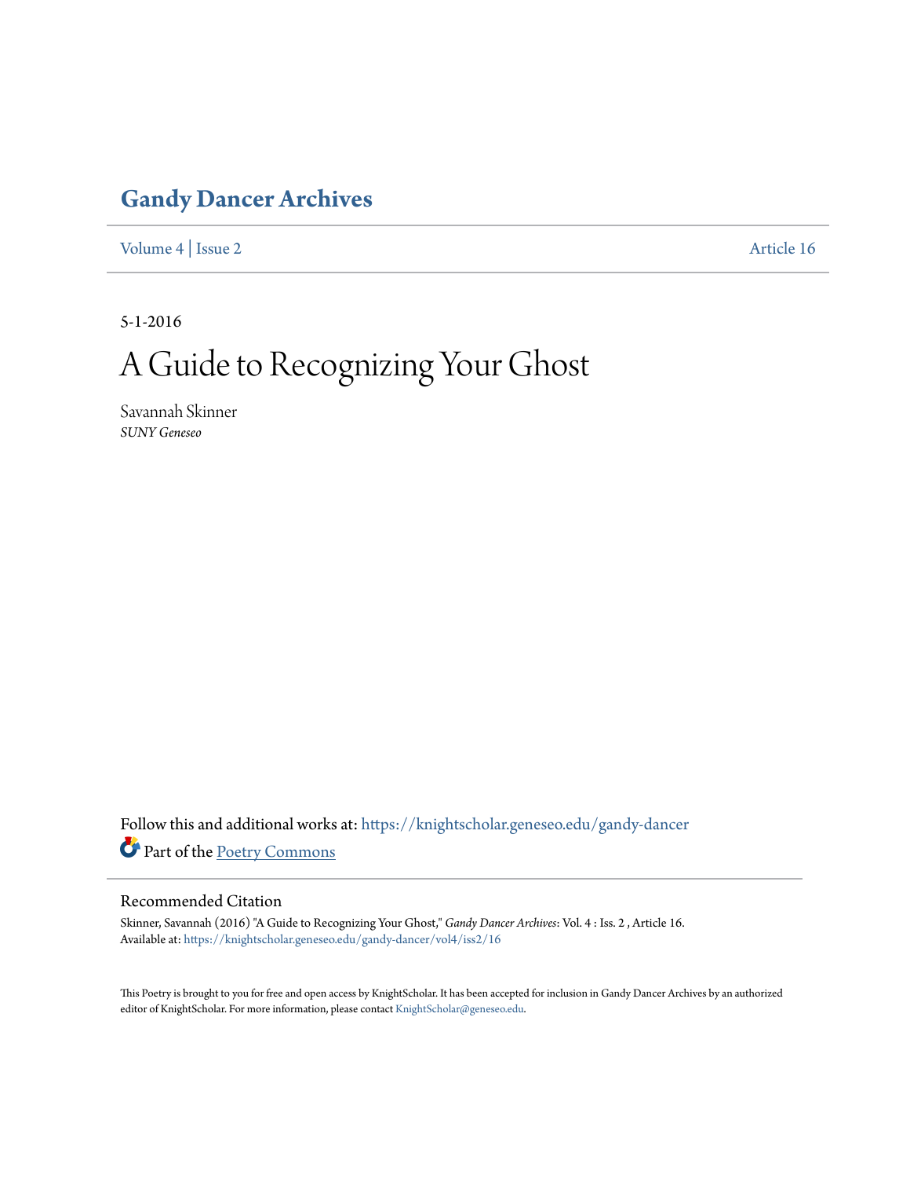# Gandy Dancer Archives

Volume 4 | Issue 2 Article 16

5-1-2016

# A Guide to Recognizing Your Ghost

Savannah Skinner
*SUNY Geneseo*

Follow this and additional works at: https://knightscholar.geneseo.edu/gandy-dancer

Part of the Poetry Commons

## Recommended Citation

Skinner, Savannah (2016) "A Guide to Recognizing Your Ghost," *Gandy Dancer Archives*: Vol. 4 : Iss. 2 , Article 16.
Available at: https://knightscholar.geneseo.edu/gandy-dancer/vol4/iss2/16

This Poetry is brought to you for free and open access by KnightScholar. It has been accepted for inclusion in Gandy Dancer Archives by an authorized editor of KnightScholar. For more information, please contact KnightScholar@geneseo.edu.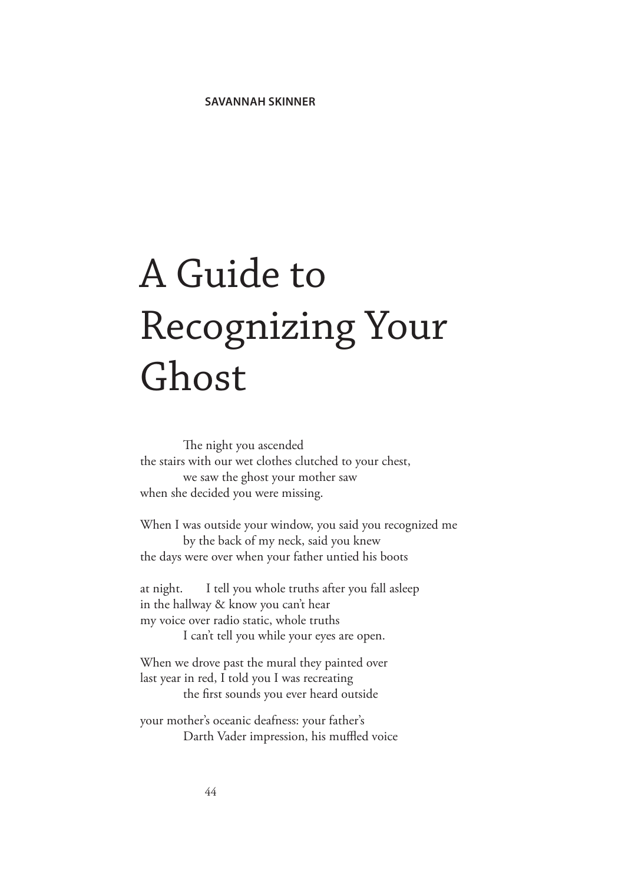**SAVANNAH SKINNER**

# A Guide to Recognizing Your Ghost

&emsp;&emsp;&emsp;The night you ascended  
the stairs with our wet clothes clutched to your chest,  
&emsp;&emsp;&emsp;we saw the ghost your mother saw  
when she decided you were missing.

When I was outside your window, you said you recognized me  
&emsp;&emsp;&emsp;by the back of my neck, said you knew  
the days were over when your father untied his boots

at night.&emsp;&emsp;I tell you whole truths after you fall asleep  
in the hallway & know you can't hear  
my voice over radio static, whole truths  
&emsp;&emsp;&emsp;I can't tell you while your eyes are open.

When we drove past the mural they painted over  
last year in red, I told you I was recreating  
&emsp;&emsp;&emsp;the first sounds you ever heard outside

your mother's oceanic deafness: your father's  
&emsp;&emsp;&emsp;Darth Vader impression, his muffled voice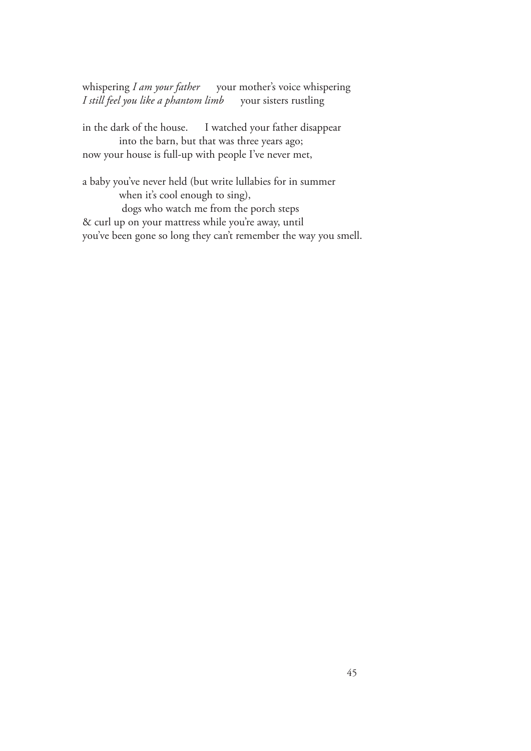whispering *I am your father*      your mother's voice whispering
*I still feel you like a phantom limb*      your sisters rustling

in the dark of the house.      I watched your father disappear
          into the barn, but that was three years ago;
now your house is full-up with people I've never met,

a baby you've never held (but write lullabies for in summer
          when it's cool enough to sing),
          dogs who watch me from the porch steps
& curl up on your mattress while you're away, until
you've been gone so long they can't remember the way you smell.